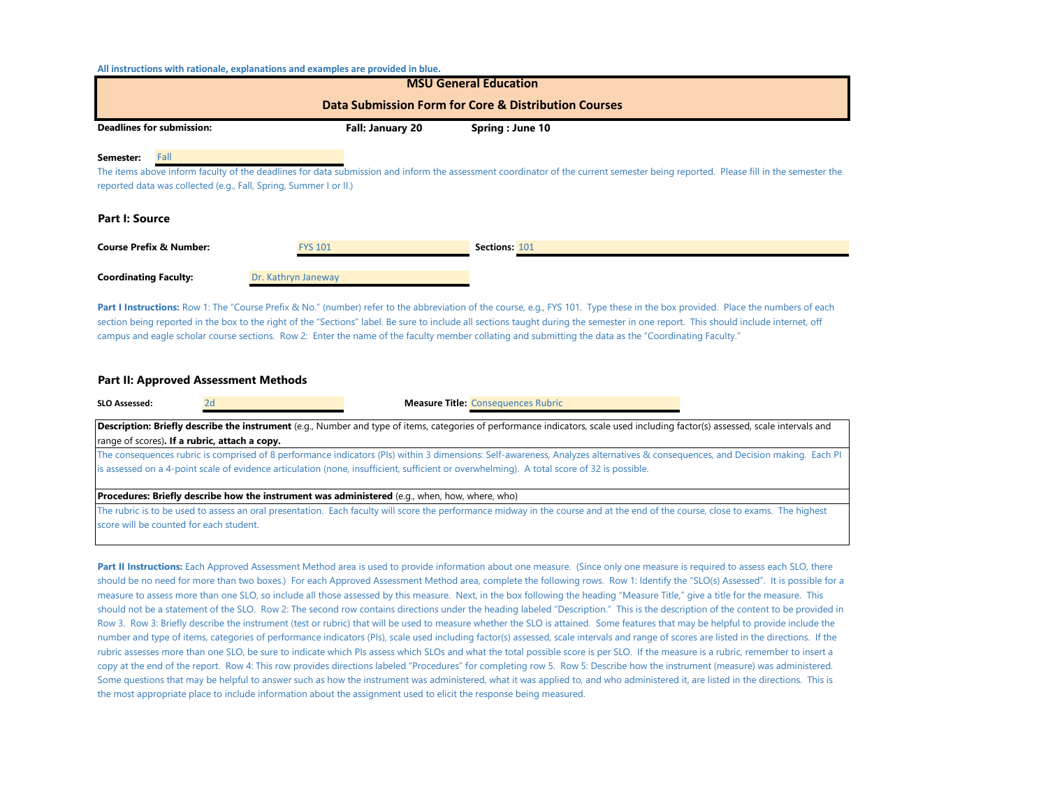All instructions with rationale, explanations and examples are provided in blue.

# MSU General Education

## Data Submission Form for Core & Distribution Courses

**Deadlines for submission:** **Fall: January 20** **Spring : June 10**

**Semester:** Fall

The items above inform faculty of the deadlines for data submission and inform the assessment coordinator of the current semester being reported. Please fill in the semester the reported data was collected (e.g., Fall, Spring, Summer I or II.)

## Part I: Source

**Course Prefix & Number:** FYS 101 **Sections:** 101

**Coordinating Faculty:** Dr. Kathryn Janeway

**Part I Instructions:** Row 1: The "Course Prefix & No." (number) refer to the abbreviation of the course, e.g., FYS 101. Type these in the box provided. Place the numbers of each section being reported in the box to the right of the "Sections" label. Be sure to include all sections taught during the semester in one report. This should include internet, off campus and eagle scholar course sections. Row 2: Enter the name of the faculty member collating and submitting the data as the "Coordinating Faculty."

## Part II: Approved Assessment Methods

**SLO Assessed:** 2d **Measure Title:** Consequences Rubric

| **Description: Briefly describe the instrument** (e.g., Number and type of items, categories of performance indicators, scale used including factor(s) assessed, scale intervals and range of scores)**. If a rubric, attach a copy.** |
|---|
| The consequences rubric is comprised of 8 performance indicators (PIs) within 3 dimensions: Self-awareness, Analyzes alternatives & consequences, and Decision making. Each PI is assessed on a 4-point scale of evidence articulation (none, insufficient, sufficient or overwhelming). A total score of 32 is possible. |
| **Procedures: Briefly describe how the instrument was administered** (e.g., when, how, where, who) |
| The rubric is to be used to assess an oral presentation. Each faculty will score the performance midway in the course and at the end of the course, close to exams. The highest score will be counted for each student. |

**Part II Instructions:** Each Approved Assessment Method area is used to provide information about one measure. (Since only one measure is required to assess each SLO, there should be no need for more than two boxes.) For each Approved Assessment Method area, complete the following rows. Row 1: Identify the "SLO(s) Assessed". It is possible for a measure to assess more than one SLO, so include all those assessed by this measure. Next, in the box following the heading "Measure Title," give a title for the measure. This should not be a statement of the SLO. Row 2: The second row contains directions under the heading labeled "Description." This is the description of the content to be provided in Row 3. Row 3: Briefly describe the instrument (test or rubric) that will be used to measure whether the SLO is attained. Some features that may be helpful to provide include the number and type of items, categories of performance indicators (PIs), scale used including factor(s) assessed, scale intervals and range of scores are listed in the directions. If the rubric assesses more than one SLO, be sure to indicate which PIs assess which SLOs and what the total possible score is per SLO. If the measure is a rubric, remember to insert a copy at the end of the report. Row 4: This row provides directions labeled "Procedures" for completing row 5. Row 5: Describe how the instrument (measure) was administered. Some questions that may be helpful to answer such as how the instrument was administered, what it was applied to, and who administered it, are listed in the directions. This is the most appropriate place to include information about the assignment used to elicit the response being measured.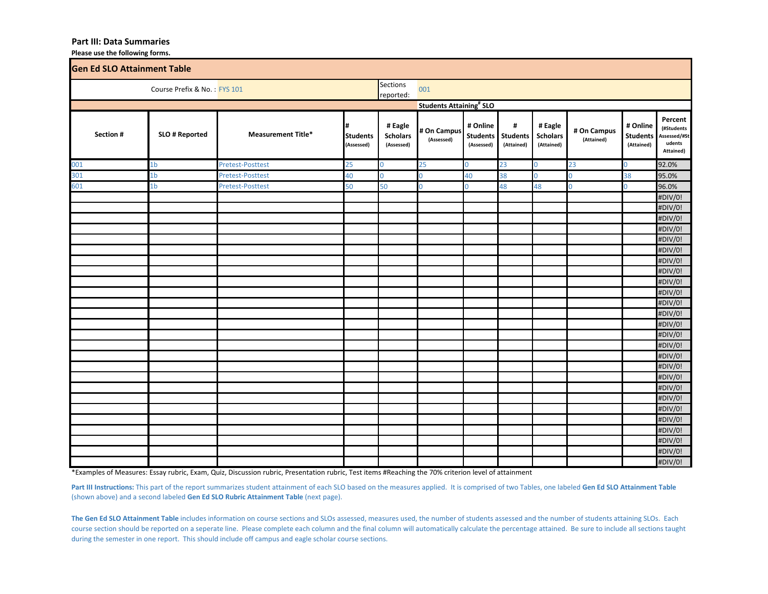## Part III: Data Summaries

**Please use the following forms.**

### Gen Ed SLO Attainment Table

Course Prefix & No. : FYS 101 | Sections reported: 001

| Section # | SLO # Reported | Measurement Title* | # Students (Assessed) | # Eagle Scholars (Assessed) | # On Campus (Assessed) | # Online Students (Assessed) | # Students (Attained) | # Eagle Scholars (Attained) | # On Campus (Attained) | # Online Students (Attained) | Percent (#Students Assessed/#Students Attained) |
|---|---|---|---|---|---|---|---|---|---|---|---|
| | | | | | Students Attaining# SLO | | | | | | |
| 001 | 1b | Pretest-Posttest | 25 | 0 | 25 | 0 | 23 | 0 | 23 | 0 | 92.0% |
| 301 | 1b | Pretest-Posttest | 40 | 0 | 0 | 40 | 38 | 0 | 0 | 38 | 95.0% |
| 601 | 1b | Pretest-Posttest | 50 | 50 | 0 | 0 | 48 | 48 | 0 | 0 | 96.0% |
| | | | | | | | | | | | #DIV/0! |
| | | | | | | | | | | | #DIV/0! |
| | | | | | | | | | | | #DIV/0! |
| | | | | | | | | | | | #DIV/0! |
| | | | | | | | | | | | #DIV/0! |
| | | | | | | | | | | | #DIV/0! |
| | | | | | | | | | | | #DIV/0! |
| | | | | | | | | | | | #DIV/0! |
| | | | | | | | | | | | #DIV/0! |
| | | | | | | | | | | | #DIV/0! |
| | | | | | | | | | | | #DIV/0! |
| | | | | | | | | | | | #DIV/0! |
| | | | | | | | | | | | #DIV/0! |
| | | | | | | | | | | | #DIV/0! |
| | | | | | | | | | | | #DIV/0! |
| | | | | | | | | | | | #DIV/0! |
| | | | | | | | | | | | #DIV/0! |
| | | | | | | | | | | | #DIV/0! |
| | | | | | | | | | | | #DIV/0! |
| | | | | | | | | | | | #DIV/0! |
| | | | | | | | | | | | #DIV/0! |
| | | | | | | | | | | | #DIV/0! |
| | | | | | | | | | | | #DIV/0! |
| | | | | | | | | | | | #DIV/0! |
| | | | | | | | | | | | #DIV/0! |
| | | | | | | | | | | | #DIV/0! |

*Examples of Measures: Essay rubric, Exam, Quiz, Discussion rubric, Presentation rubric, Test items #Reaching the 70% criterion level of attainment

**Part III Instructions:** This part of the report summarizes student attainment of each SLO based on the measures applied. It is comprised of two Tables, one labeled **Gen Ed SLO Attainment Table** (shown above) and a second labeled **Gen Ed SLO Rubric Attainment Table** (next page).

**The Gen Ed SLO Attainment Table** includes information on course sections and SLOs assessed, measures used, the number of students assessed and the number of students attaining SLOs. Each course section should be reported on a seperate line. Please complete each column and the final column will automatically calculate the percentage attained. Be sure to include all sections taught during the semester in one report. This should include off campus and eagle scholar course sections.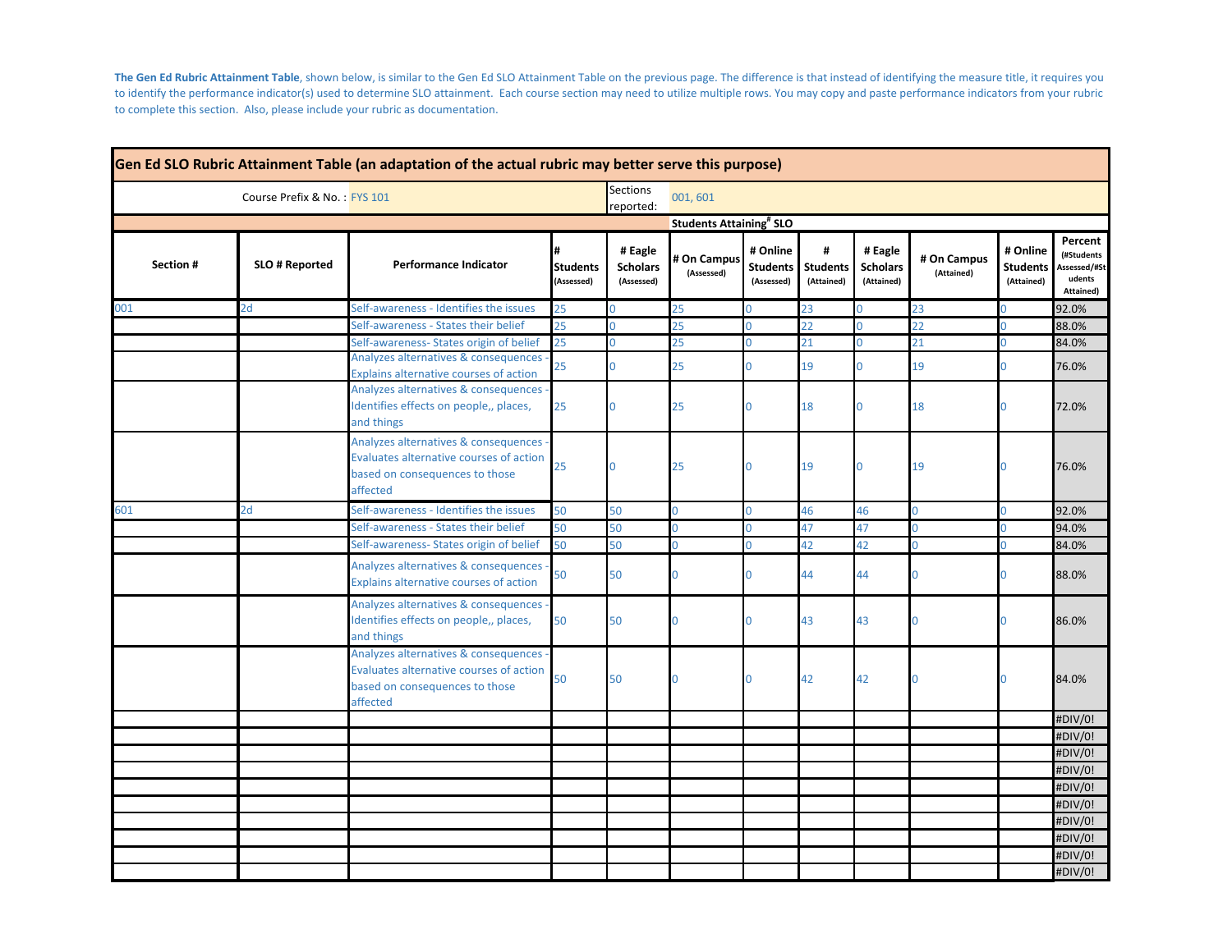**The Gen Ed Rubric Attainment Table**, shown below, is similar to the Gen Ed SLO Attainment Table on the previous page. The difference is that instead of identifying the measure title, it requires you to identify the performance indicator(s) used to determine SLO attainment. Each course section may need to utilize multiple rows. You may copy and paste performance indicators from your rubric to complete this section. Also, please include your rubric as documentation.

**Gen Ed SLO Rubric Attainment Table (an adaptation of the actual rubric may better serve this purpose)**

Course Prefix & No.: FYS 101 | Sections reported: 001, 601

| Section # | SLO # Reported | Performance Indicator | # Students (Assessed) | # Eagle Scholars (Assessed) | # On Campus (Assessed) | # Online Students (Assessed) | Students Attaining# SLO: # Students (Attained) | # Eagle Scholars (Attained) | # On Campus (Attained) | # Online Students (Attained) | Percent (#Students Assessed/#Students Attained) |
|---|---|---|---|---|---|---|---|---|---|---|---|
| 001 | 2d | Self-awareness - Identifies the issues | 25 | 0 | 25 | 0 | 23 | 0 | 23 | 0 | 92.0% |
| | | Self-awareness - States their belief | 25 | 0 | 25 | 0 | 22 | 0 | 22 | 0 | 88.0% |
| | | Self-awareness- States origin of belief | 25 | 0 | 25 | 0 | 21 | 0 | 21 | 0 | 84.0% |
| | | Analyzes alternatives & consequences - Explains alternative courses of action | 25 | 0 | 25 | 0 | 19 | 0 | 19 | 0 | 76.0% |
| | | Analyzes alternatives & consequences - Identifies effects on people,, places, and things | 25 | 0 | 25 | 0 | 18 | 0 | 18 | 0 | 72.0% |
| | | Analyzes alternatives & consequences - Evaluates alternative courses of action based on consequences to those affected | 25 | 0 | 25 | 0 | 19 | 0 | 19 | 0 | 76.0% |
| 601 | 2d | Self-awareness - Identifies the issues | 50 | 50 | 0 | 0 | 46 | 46 | 0 | 0 | 92.0% |
| | | Self-awareness - States their belief | 50 | 50 | 0 | 0 | 47 | 47 | 0 | 0 | 94.0% |
| | | Self-awareness- States origin of belief | 50 | 50 | 0 | 0 | 42 | 42 | 0 | 0 | 84.0% |
| | | Analyzes alternatives & consequences - Explains alternative courses of action | 50 | 50 | 0 | 0 | 44 | 44 | 0 | 0 | 88.0% |
| | | Analyzes alternatives & consequences - Identifies effects on people,, places, and things | 50 | 50 | 0 | 0 | 43 | 43 | 0 | 0 | 86.0% |
| | | Analyzes alternatives & consequences - Evaluates alternative courses of action based on consequences to those affected | 50 | 50 | 0 | 0 | 42 | 42 | 0 | 0 | 84.0% |
| | | | | | | | | | | | #DIV/0! |
| | | | | | | | | | | | #DIV/0! |
| | | | | | | | | | | | #DIV/0! |
| | | | | | | | | | | | #DIV/0! |
| | | | | | | | | | | | #DIV/0! |
| | | | | | | | | | | | #DIV/0! |
| | | | | | | | | | | | #DIV/0! |
| | | | | | | | | | | | #DIV/0! |
| | | | | | | | | | | | #DIV/0! |
| | | | | | | | | | | | #DIV/0! |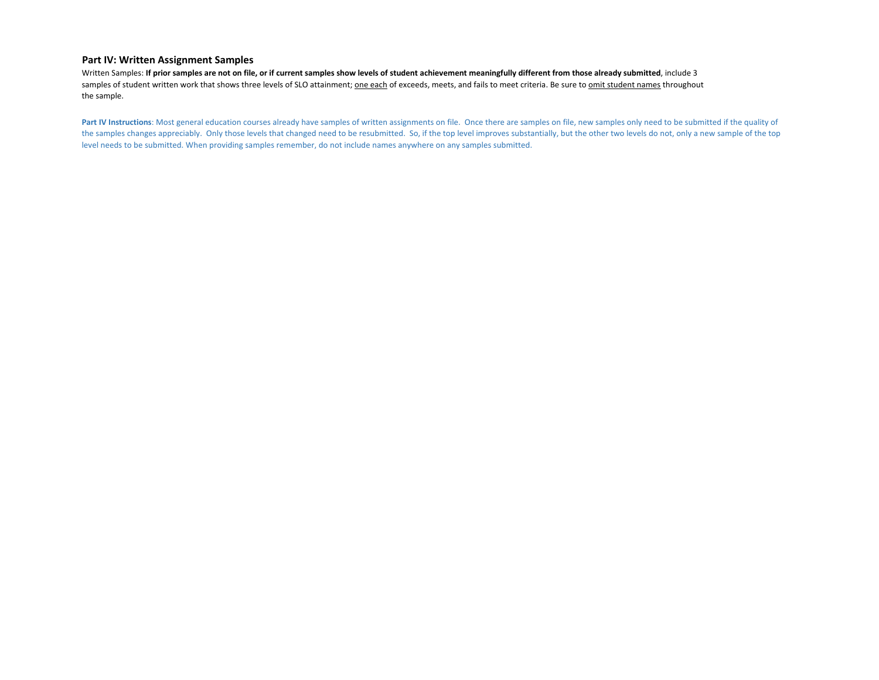## Part IV: Written Assignment Samples

Written Samples: **If prior samples are not on file, or if current samples show levels of student achievement meaningfully different from those already submitted**, include 3 samples of student written work that shows three levels of SLO attainment; <u>one each</u> of exceeds, meets, and fails to meet criteria. Be sure to <u>omit student names</u> throughout the sample.

**Part IV Instructions**: Most general education courses already have samples of written assignments on file. Once there are samples on file, new samples only need to be submitted if the quality of the samples changes appreciably. Only those levels that changed need to be resubmitted. So, if the top level improves substantially, but the other two levels do not, only a new sample of the top level needs to be submitted. When providing samples remember, do not include names anywhere on any samples submitted.